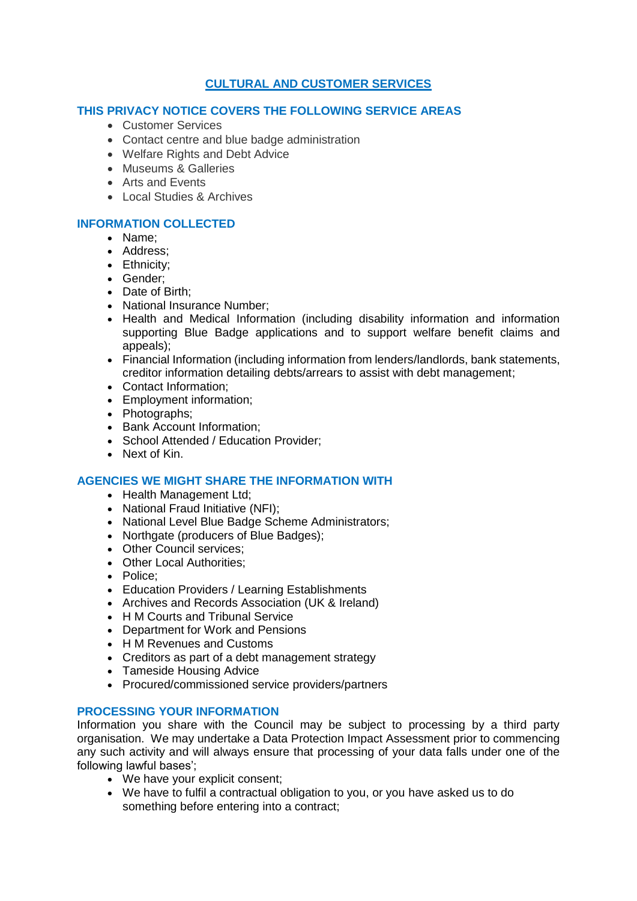# CULTURAL AND CUSTOMER SERVICES

## THIS PRIVACY NOTICE COVERS THE FOLLOWING SERVICE AREAS

- Customer Services
- Contact centre and blue badge administration
- Welfare Rights and Debt Advice
- Museums & Galleries
- Arts and Events
- Local Studies & Archives

## INFORMATION COLLECTED

- Name;
- Address;
- Ethnicity;
- Gender;
- Date of Birth;
- National Insurance Number;
- Health and Medical Information (including disability information and information supporting Blue Badge applications and to support welfare benefit claims and appeals);
- Financial Information (including information from lenders/landlords, bank statements, creditor information detailing debts/arrears to assist with debt management;
- Contact Information;
- Employment information;
- Photographs;
- Bank Account Information;
- School Attended / Education Provider;
- Next of Kin.

## AGENCIES WE MIGHT SHARE THE INFORMATION WITH

- Health Management Ltd;
- National Fraud Initiative (NFI);
- National Level Blue Badge Scheme Administrators;
- Northgate (producers of Blue Badges);
- Other Council services;
- Other Local Authorities;
- Police;
- Education Providers / Learning Establishments
- Archives and Records Association (UK & Ireland)
- H M Courts and Tribunal Service
- Department for Work and Pensions
- H M Revenues and Customs
- Creditors as part of a debt management strategy
- Tameside Housing Advice
- Procured/commissioned service providers/partners

## PROCESSING YOUR INFORMATION

Information you share with the Council may be subject to processing by a third party organisation. We may undertake a Data Protection Impact Assessment prior to commencing any such activity and will always ensure that processing of your data falls under one of the following lawful bases';

- We have your explicit consent;
- We have to fulfil a contractual obligation to you, or you have asked us to do something before entering into a contract;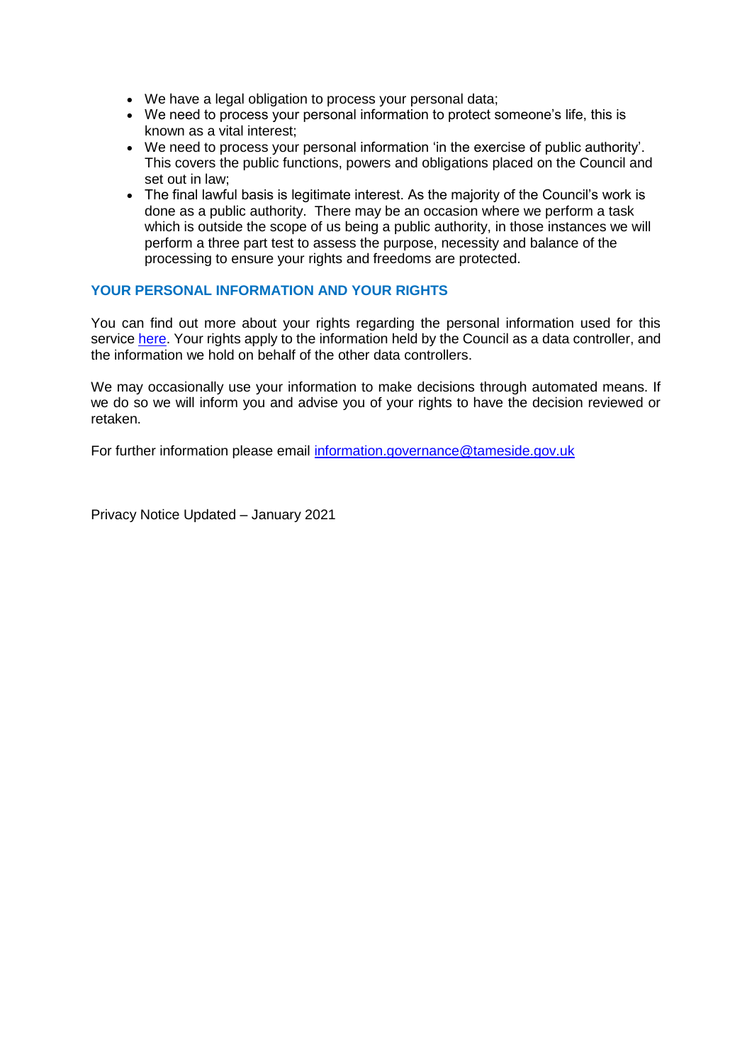- We have a legal obligation to process your personal data;
- We need to process your personal information to protect someone's life, this is known as a vital interest;
- We need to process your personal information 'in the exercise of public authority'. This covers the public functions, powers and obligations placed on the Council and set out in law;
- The final lawful basis is legitimate interest. As the majority of the Council's work is done as a public authority. There may be an occasion where we perform a task which is outside the scope of us being a public authority, in those instances we will perform a three part test to assess the purpose, necessity and balance of the processing to ensure your rights and freedoms are protected.

## YOUR PERSONAL INFORMATION AND YOUR RIGHTS

You can find out more about your rights regarding the personal information used for this service here. Your rights apply to the information held by the Council as a data controller, and the information we hold on behalf of the other data controllers.

We may occasionally use your information to make decisions through automated means. If we do so we will inform you and advise you of your rights to have the decision reviewed or retaken.

For further information please email information.governance@tameside.gov.uk

Privacy Notice Updated – January 2021